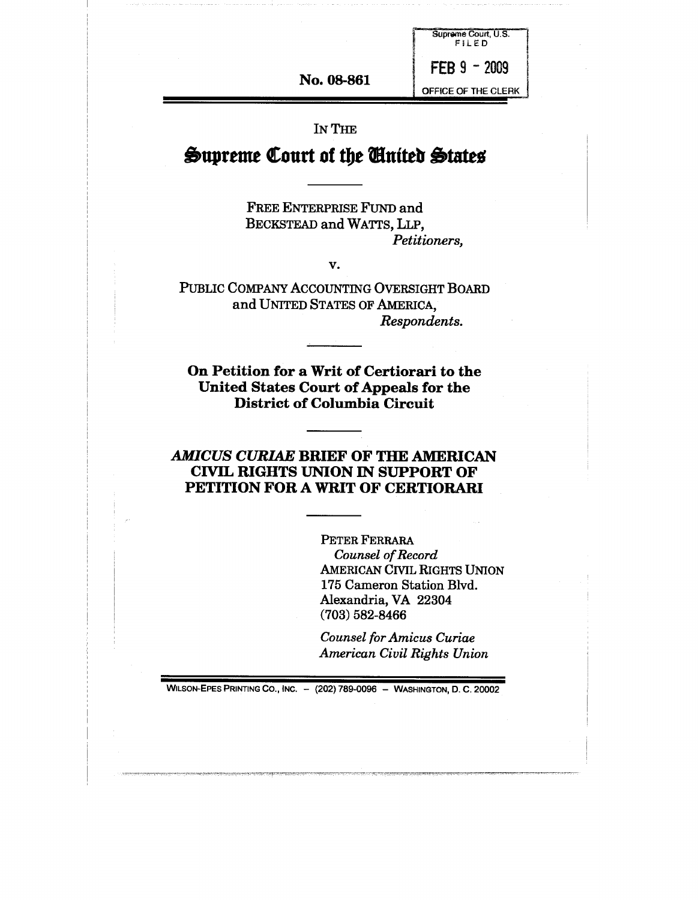Supreme Court, U.S.
FILED

FEB 9 - 2009

OFFICE OF THE CLERK

No. 08-861

IN THE

# Supreme Court of the United States

FREE ENTERPRISE FUND and
BECKSTEAD and WATTS, LLP,
*Petitioners,*

v.

PUBLIC COMPANY ACCOUNTING OVERSIGHT BOARD
and UNITED STATES OF AMERICA,
*Respondents.*

**On Petition for a Writ of Certiorari to the United States Court of Appeals for the District of Columbia Circuit**

## *AMICUS CURIAE* BRIEF OF THE AMERICAN CIVIL RIGHTS UNION IN SUPPORT OF PETITION FOR A WRIT OF CERTIORARI

PETER FERRARA
*Counsel of Record*
AMERICAN CIVIL RIGHTS UNION
175 Cameron Station Blvd.
Alexandria, VA 22304
(703) 582-8466

*Counsel for Amicus Curiae*
*American Civil Rights Union*

WILSON-EPES PRINTING CO., INC. – (202) 789-0096 – WASHINGTON, D. C. 20002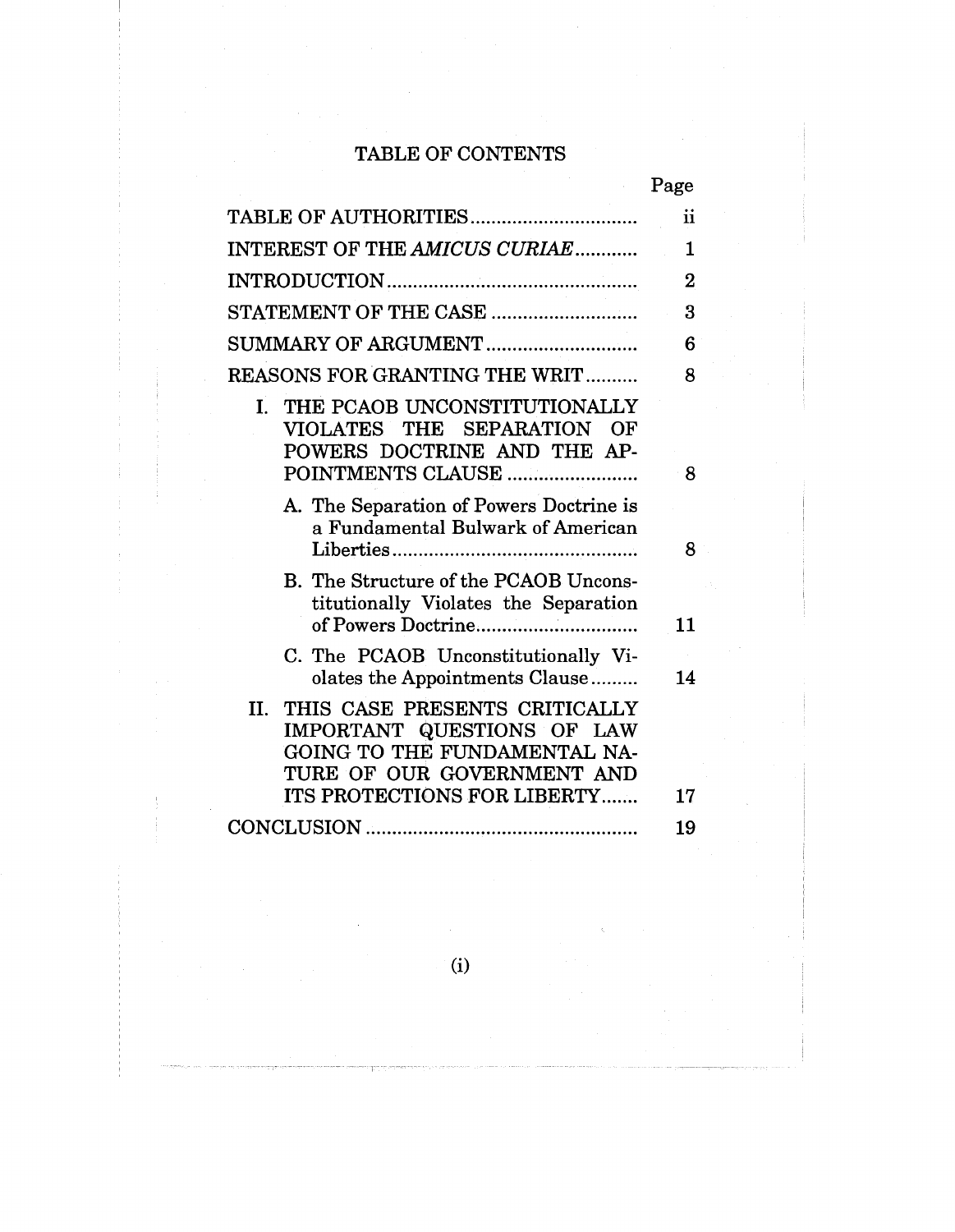# TABLE OF CONTENTS

| | Page |
|---|---|
| TABLE OF AUTHORITIES | ii |
| INTEREST OF THE *AMICUS CURIAE* | 1 |
| INTRODUCTION | 2 |
| STATEMENT OF THE CASE | 3 |
| SUMMARY OF ARGUMENT | 6 |
| REASONS FOR GRANTING THE WRIT | 8 |
| I. THE PCAOB UNCONSTITUTIONALLY VIOLATES THE SEPARATION OF POWERS DOCTRINE AND THE APPOINTMENTS CLAUSE | 8 |
| A. The Separation of Powers Doctrine is a Fundamental Bulwark of American Liberties | 8 |
| B. The Structure of the PCAOB Unconstitutionally Violates the Separation of Powers Doctrine | 11 |
| C. The PCAOB Unconstitutionally Violates the Appointments Clause | 14 |
| II. THIS CASE PRESENTS CRITICALLY IMPORTANT QUESTIONS OF LAW GOING TO THE FUNDAMENTAL NATURE OF OUR GOVERNMENT AND ITS PROTECTIONS FOR LIBERTY | 17 |
| CONCLUSION | 19 |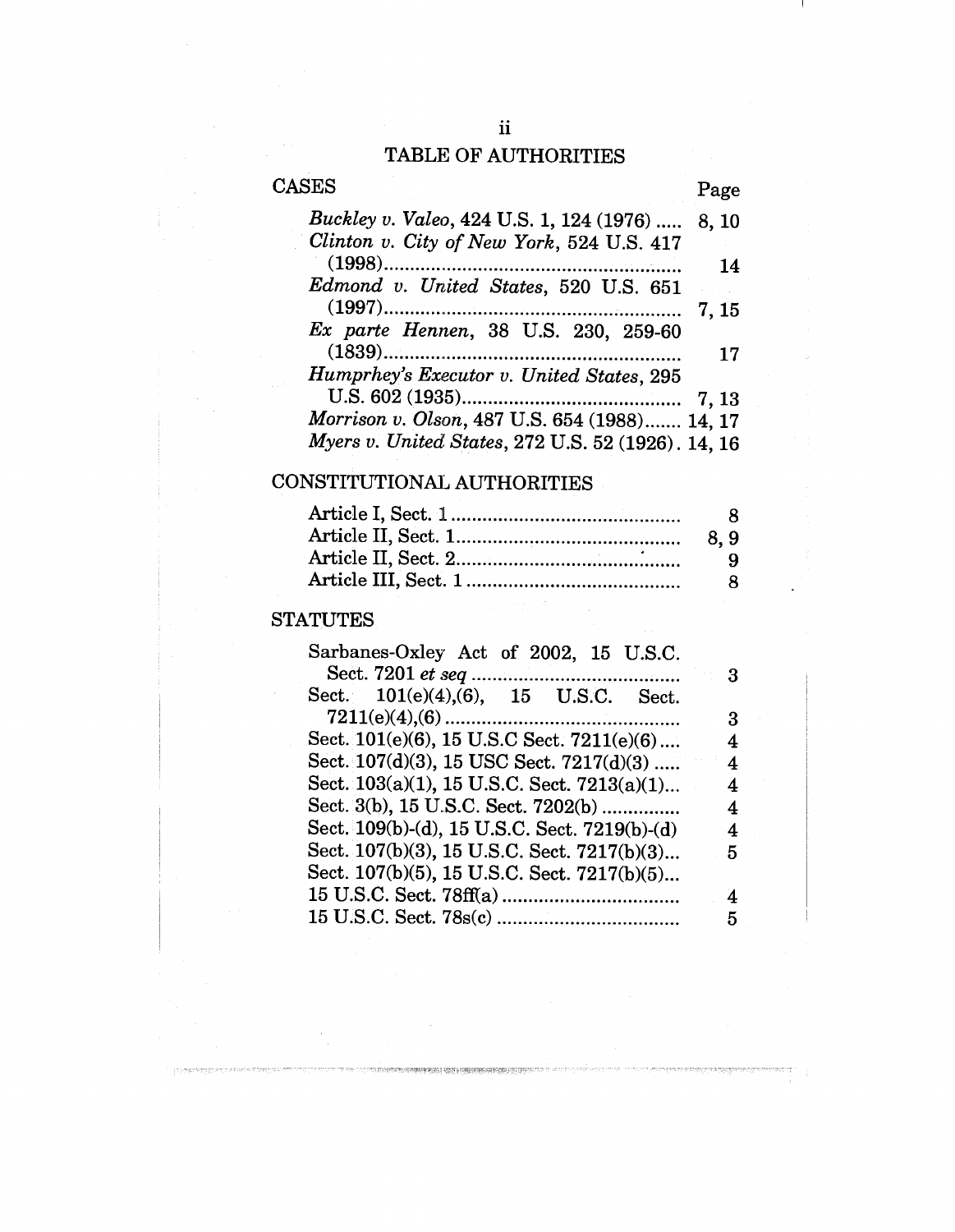# TABLE OF AUTHORITIES

## CASES

| | Page |
|---|---|
| *Buckley v. Valeo*, 424 U.S. 1, 124 (1976) ..... | 8, 10 |
| *Clinton v. City of New York*, 524 U.S. 417 (1998)........................................................ | 14 |
| *Edmond v. United States*, 520 U.S. 651 (1997)........................................................ | 7, 15 |
| *Ex parte Hennen*, 38 U.S. 230, 259-60 (1839)........................................................ | 17 |
| *Humphrey's Executor v. United States*, 295 U.S. 602 (1935).......................................... | 7, 13 |
| *Morrison v. Olson*, 487 U.S. 654 (1988)....... | 14, 17 |
| *Myers v. United States*, 272 U.S. 52 (1926). | 14, 16 |

## CONSTITUTIONAL AUTHORITIES

| | |
|---|---|
| Article I, Sect. 1............................................ | 8 |
| Article II, Sect. 1........................................... | 8, 9 |
| Article II, Sect. 2........................................... | 9 |
| Article III, Sect. 1......................................... | 8 |

## STATUTES

| | |
|---|---|
| Sarbanes-Oxley Act of 2002, 15 U.S.C. Sect. 7201 *et seq* ........................................ | 3 |
| Sect. 101(e)(4),(6), 15 U.S.C. Sect. 7211(e)(4),(6)............................................. | 3 |
| Sect. 101(e)(6), 15 U.S.C Sect. 7211(e)(6).... | 4 |
| Sect. 107(d)(3), 15 USC Sect. 7217(d)(3) ..... | 4 |
| Sect. 103(a)(1), 15 U.S.C. Sect. 7213(a)(1)... | 4 |
| Sect. 3(b), 15 U.S.C. Sect. 7202(b) .............. | 4 |
| Sect. 109(b)-(d), 15 U.S.C. Sect. 7219(b)-(d) | 4 |
| Sect. 107(b)(3), 15 U.S.C. Sect. 7217(b)(3)... | 5 |
| Sect. 107(b)(5), 15 U.S.C. Sect. 7217(b)(5)... | |
| 15 U.S.C. Sect. 78ff(a) .................................. | 4 |
| 15 U.S.C. Sect. 78s(c) ................................... | 5 |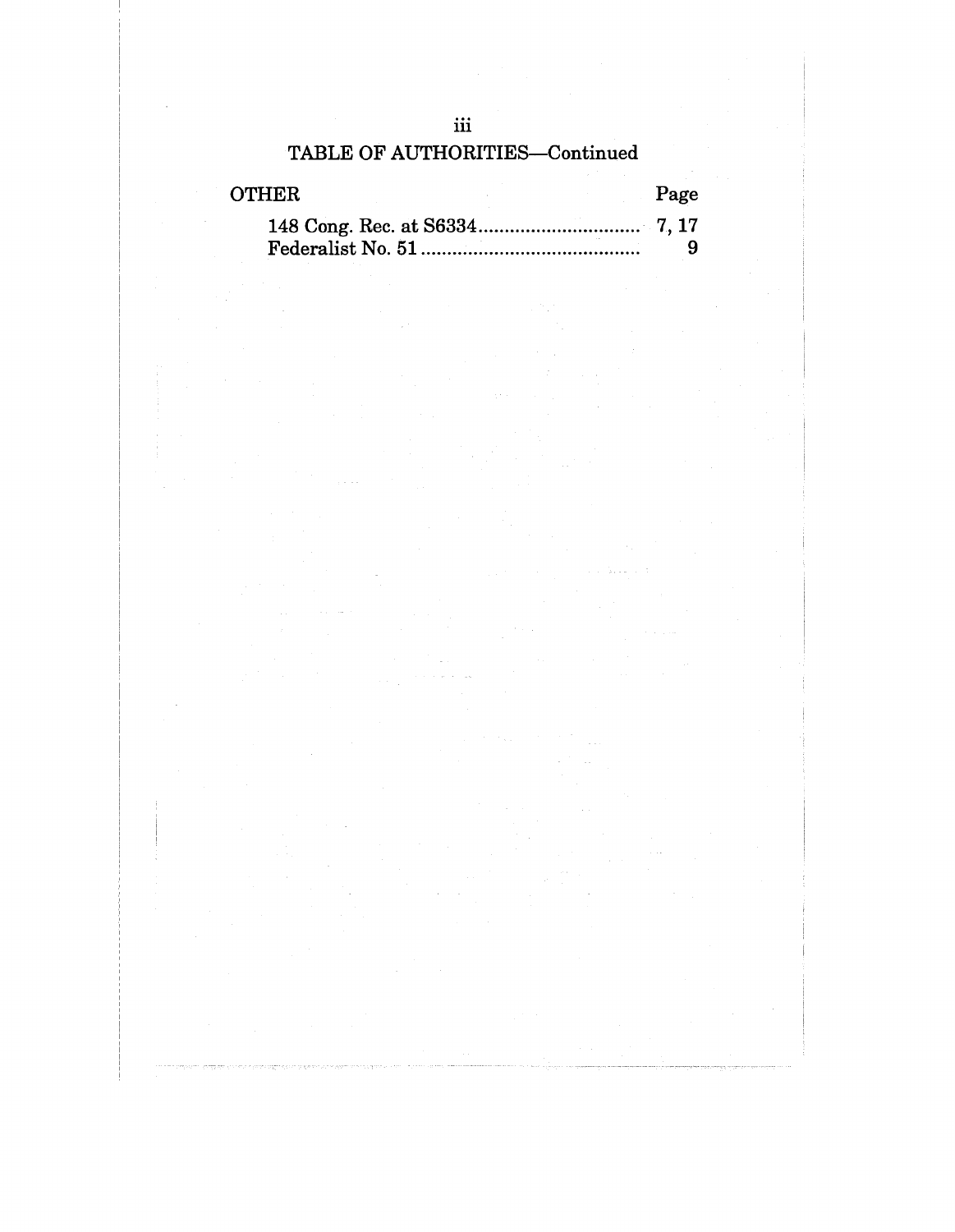## TABLE OF AUTHORITIES—Continued

| OTHER | Page |
| --- | --- |
| 148 Cong. Rec. at S6334 | 7, 17 |
| Federalist No. 51 | 9 |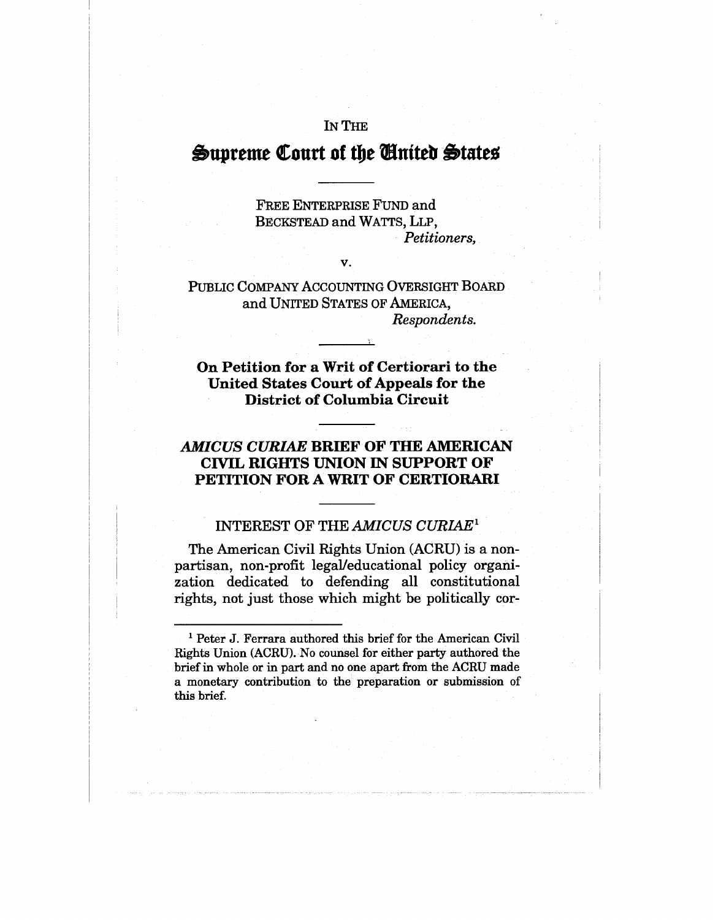IN THE

# Supreme Court of the United States

---

FREE ENTERPRISE FUND and
BECKSTEAD and WATTS, LLP,
*Petitioners,*

v.

PUBLIC COMPANY ACCOUNTING OVERSIGHT BOARD
and UNITED STATES OF AMERICA,
*Respondents.*

---

**On Petition for a Writ of Certiorari to the United States Court of Appeals for the District of Columbia Circuit**

---

## *AMICUS CURIAE* BRIEF OF THE AMERICAN CIVIL RIGHTS UNION IN SUPPORT OF PETITION FOR A WRIT OF CERTIORARI

---

### INTEREST OF THE *AMICUS CURIAE*[1]

The American Civil Rights Union (ACRU) is a non-partisan, non-profit legal/educational policy organization dedicated to defending all constitutional rights, not just those which might be politically cor-

---

[1] Peter J. Ferrara authored this brief for the American Civil Rights Union (ACRU). No counsel for either party authored the brief in whole or in part and no one apart from the ACRU made a monetary contribution to the preparation or submission of this brief.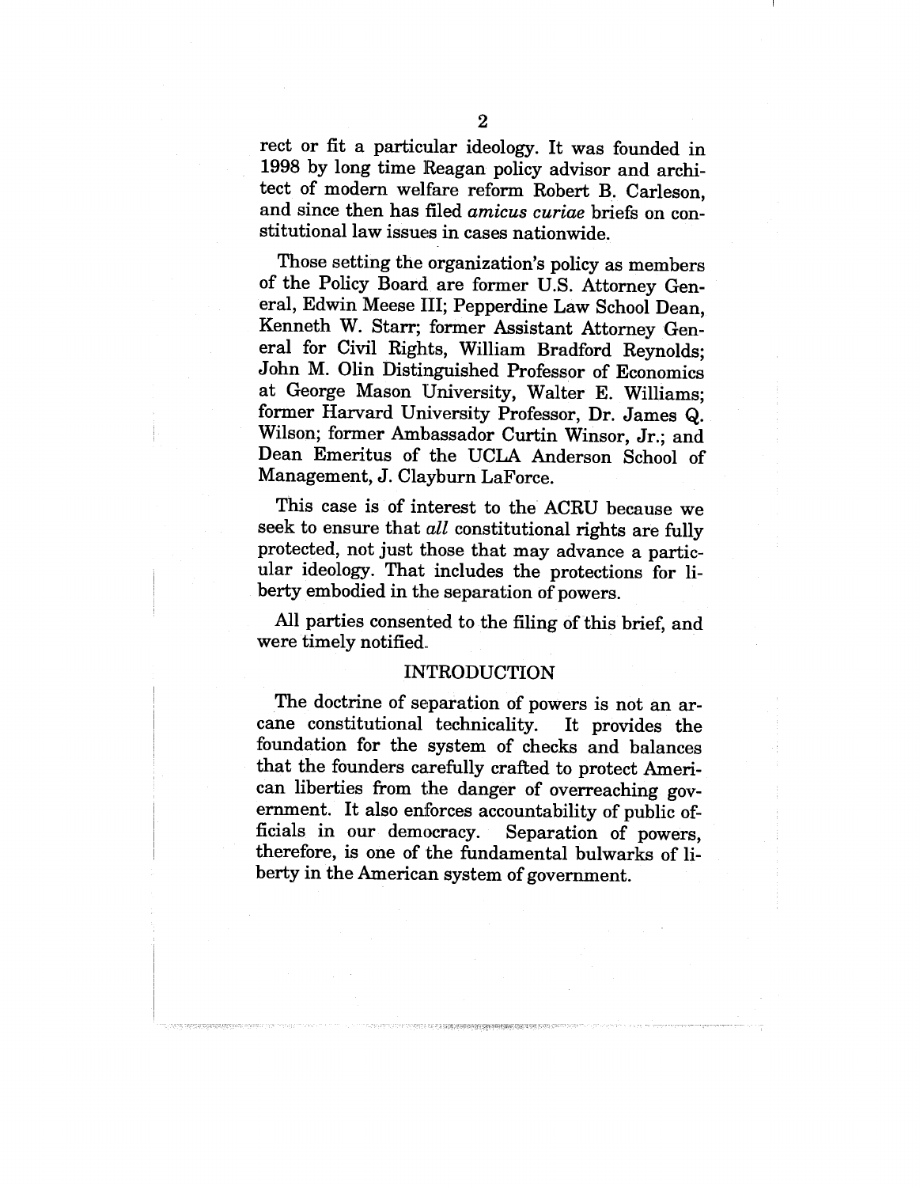rect or fit a particular ideology. It was founded in 1998 by long time Reagan policy advisor and architect of modern welfare reform Robert B. Carleson, and since then has filed *amicus curiae* briefs on constitutional law issues in cases nationwide.

Those setting the organization's policy as members of the Policy Board are former U.S. Attorney General, Edwin Meese III; Pepperdine Law School Dean, Kenneth W. Starr; former Assistant Attorney General for Civil Rights, William Bradford Reynolds; John M. Olin Distinguished Professor of Economics at George Mason University, Walter E. Williams; former Harvard University Professor, Dr. James Q. Wilson; former Ambassador Curtin Winsor, Jr.; and Dean Emeritus of the UCLA Anderson School of Management, J. Clayburn LaForce.

This case is of interest to the ACRU because we seek to ensure that *all* constitutional rights are fully protected, not just those that may advance a particular ideology. That includes the protections for liberty embodied in the separation of powers.

All parties consented to the filing of this brief, and were timely notified.

## INTRODUCTION

The doctrine of separation of powers is not an arcane constitutional technicality. It provides the foundation for the system of checks and balances that the founders carefully crafted to protect American liberties from the danger of overreaching government. It also enforces accountability of public officials in our democracy. Separation of powers, therefore, is one of the fundamental bulwarks of liberty in the American system of government.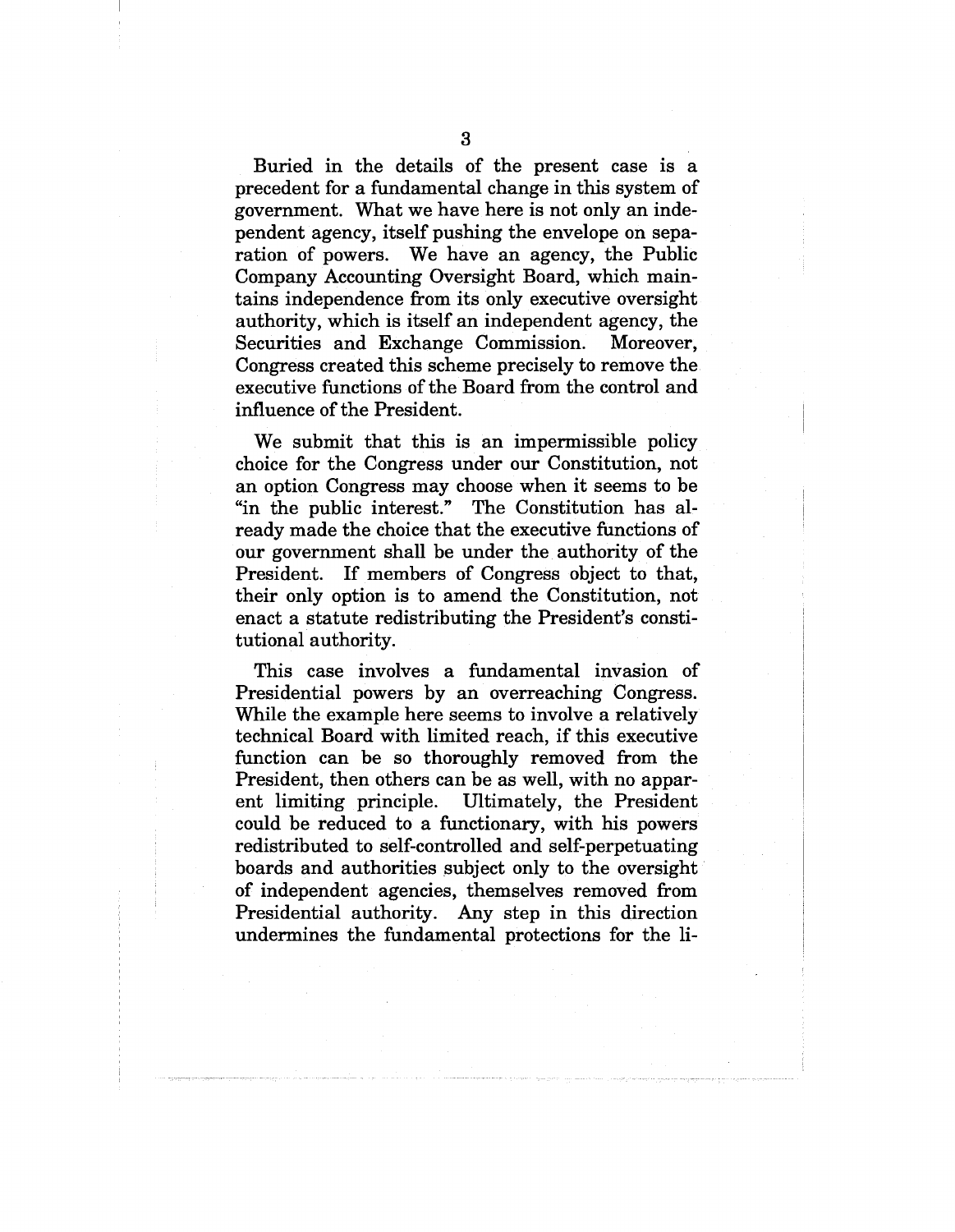Buried in the details of the present case is a precedent for a fundamental change in this system of government. What we have here is not only an independent agency, itself pushing the envelope on separation of powers. We have an agency, the Public Company Accounting Oversight Board, which maintains independence from its only executive oversight authority, which is itself an independent agency, the Securities and Exchange Commission. Moreover, Congress created this scheme precisely to remove the executive functions of the Board from the control and influence of the President.

We submit that this is an impermissible policy choice for the Congress under our Constitution, not an option Congress may choose when it seems to be "in the public interest." The Constitution has already made the choice that the executive functions of our government shall be under the authority of the President. If members of Congress object to that, their only option is to amend the Constitution, not enact a statute redistributing the President's constitutional authority.

This case involves a fundamental invasion of Presidential powers by an overreaching Congress. While the example here seems to involve a relatively technical Board with limited reach, if this executive function can be so thoroughly removed from the President, then others can be as well, with no apparent limiting principle. Ultimately, the President could be reduced to a functionary, with his powers redistributed to self-controlled and self-perpetuating boards and authorities subject only to the oversight of independent agencies, themselves removed from Presidential authority. Any step in this direction undermines the fundamental protections for the li-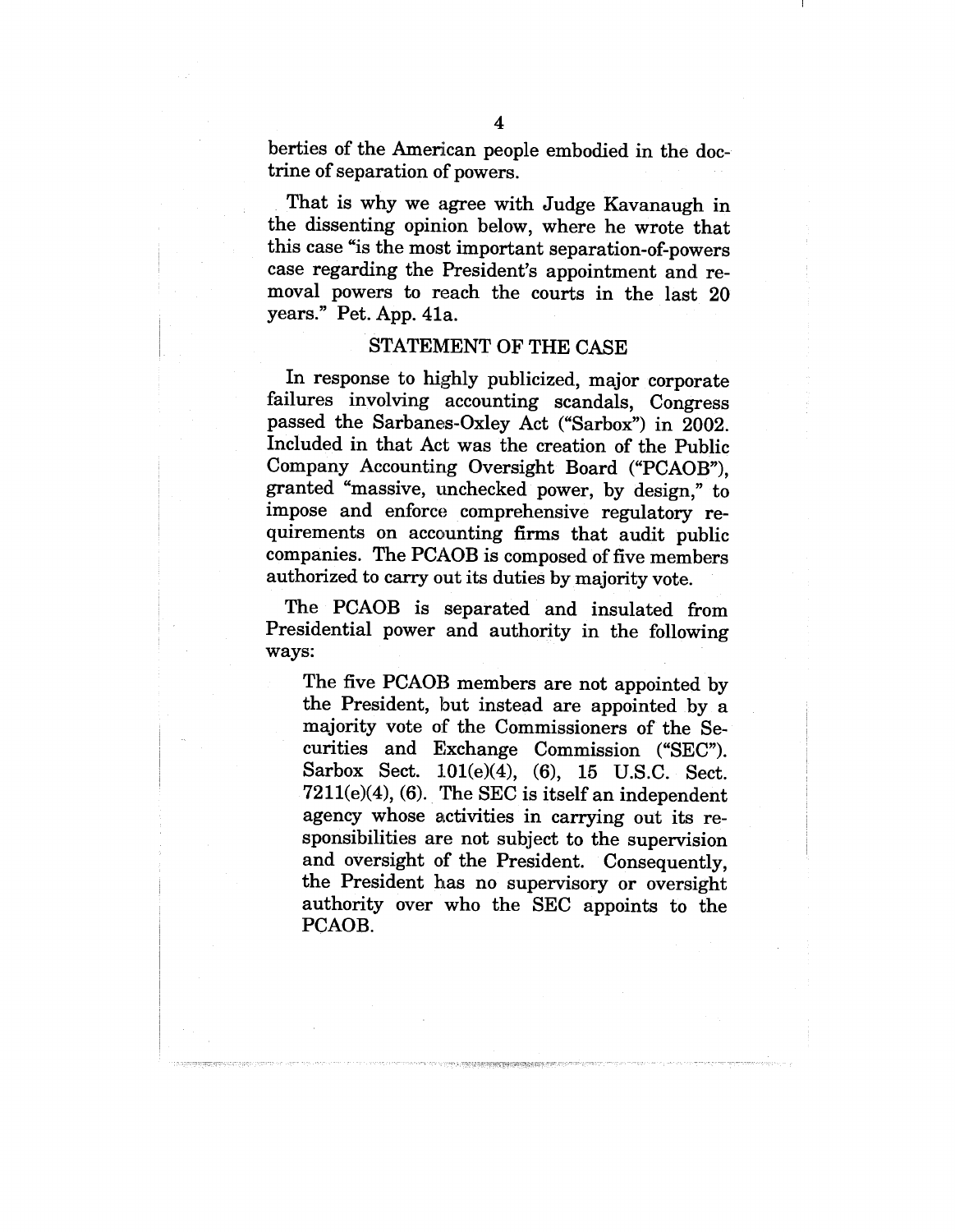berties of the American people embodied in the doctrine of separation of powers.

That is why we agree with Judge Kavanaugh in the dissenting opinion below, where he wrote that this case "is the most important separation-of-powers case regarding the President's appointment and removal powers to reach the courts in the last 20 years." Pet. App. 41a.

## STATEMENT OF THE CASE

In response to highly publicized, major corporate failures involving accounting scandals, Congress passed the Sarbanes-Oxley Act ("Sarbox") in 2002. Included in that Act was the creation of the Public Company Accounting Oversight Board ("PCAOB"), granted "massive, unchecked power, by design," to impose and enforce comprehensive regulatory requirements on accounting firms that audit public companies. The PCAOB is composed of five members authorized to carry out its duties by majority vote.

The PCAOB is separated and insulated from Presidential power and authority in the following ways:

> The five PCAOB members are not appointed by the President, but instead are appointed by a majority vote of the Commissioners of the Securities and Exchange Commission ("SEC"). Sarbox Sect. 101(e)(4), (6), 15 U.S.C. Sect. 7211(e)(4), (6). The SEC is itself an independent agency whose activities in carrying out its responsibilities are not subject to the supervision and oversight of the President. Consequently, the President has no supervisory or oversight authority over who the SEC appoints to the PCAOB.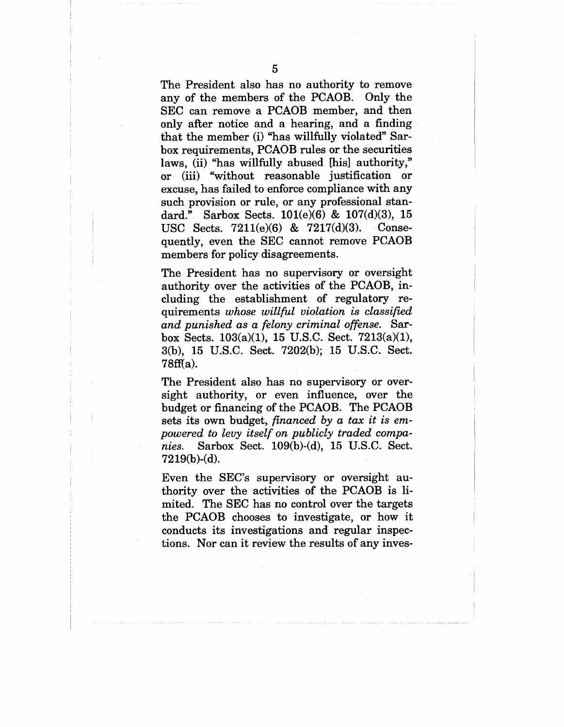The President also has no authority to remove any of the members of the PCAOB. Only the SEC can remove a PCAOB member, and then only after notice and a hearing, and a finding that the member (i) "has willfully violated" Sarbox requirements, PCAOB rules or the securities laws, (ii) "has willfully abused [his] authority," or (iii) "without reasonable justification or excuse, has failed to enforce compliance with any such provision or rule, or any professional standard." Sarbox Sects. 101(e)(6) & 107(d)(3), 15 USC Sects. 7211(e)(6) & 7217(d)(3). Consequently, even the SEC cannot remove PCAOB members for policy disagreements.

The President has no supervisory or oversight authority over the activities of the PCAOB, including the establishment of regulatory requirements *whose willful violation is classified and punished as a felony criminal offense.* Sarbox Sects. 103(a)(1), 15 U.S.C. Sect. 7213(a)(1), 3(b), 15 U.S.C. Sect. 7202(b); 15 U.S.C. Sect. 78ff(a).

The President also has no supervisory or oversight authority, or even influence, over the budget or financing of the PCAOB. The PCAOB sets its own budget, *financed by a tax it is empowered to levy itself on publicly traded companies.* Sarbox Sect. 109(b)-(d), 15 U.S.C. Sect. 7219(b)-(d).

Even the SEC's supervisory or oversight authority over the activities of the PCAOB is limited. The SEC has no control over the targets the PCAOB chooses to investigate, or how it conducts its investigations and regular inspections. Nor can it review the results of any inves-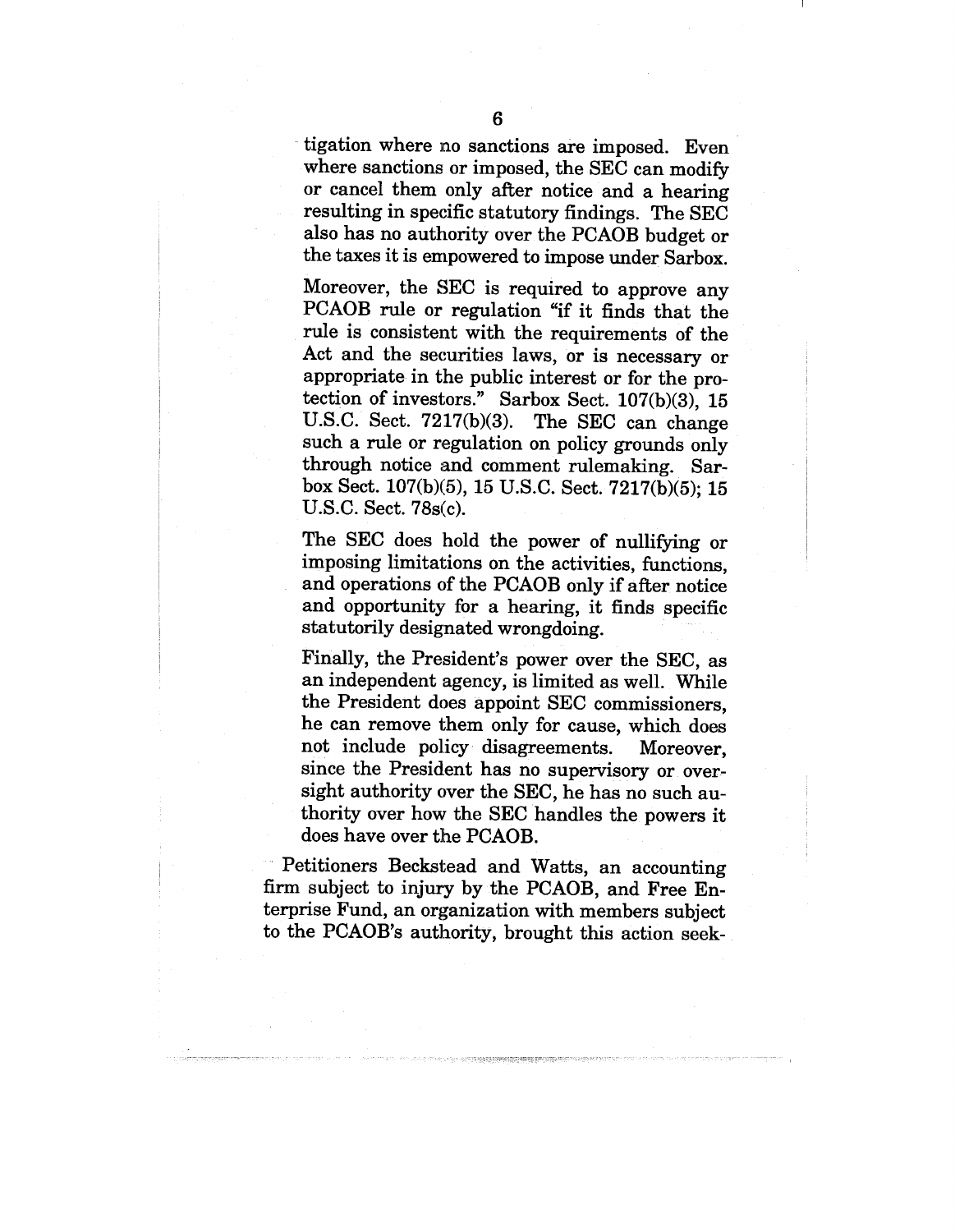tigation where no sanctions are imposed. Even where sanctions or imposed, the SEC can modify or cancel them only after notice and a hearing resulting in specific statutory findings. The SEC also has no authority over the PCAOB budget or the taxes it is empowered to impose under Sarbox.

Moreover, the SEC is required to approve any PCAOB rule or regulation "if it finds that the rule is consistent with the requirements of the Act and the securities laws, or is necessary or appropriate in the public interest or for the protection of investors." Sarbox Sect. 107(b)(3), 15 U.S.C. Sect. 7217(b)(3). The SEC can change such a rule or regulation on policy grounds only through notice and comment rulemaking. Sarbox Sect. 107(b)(5), 15 U.S.C. Sect. 7217(b)(5); 15 U.S.C. Sect. 78s(c).

The SEC does hold the power of nullifying or imposing limitations on the activities, functions, and operations of the PCAOB only if after notice and opportunity for a hearing, it finds specific statutorily designated wrongdoing.

Finally, the President's power over the SEC, as an independent agency, is limited as well. While the President does appoint SEC commissioners, he can remove them only for cause, which does not include policy disagreements. Moreover, since the President has no supervisory or oversight authority over the SEC, he has no such authority over how the SEC handles the powers it does have over the PCAOB.

Petitioners Beckstead and Watts, an accounting firm subject to injury by the PCAOB, and Free Enterprise Fund, an organization with members subject to the PCAOB's authority, brought this action seek-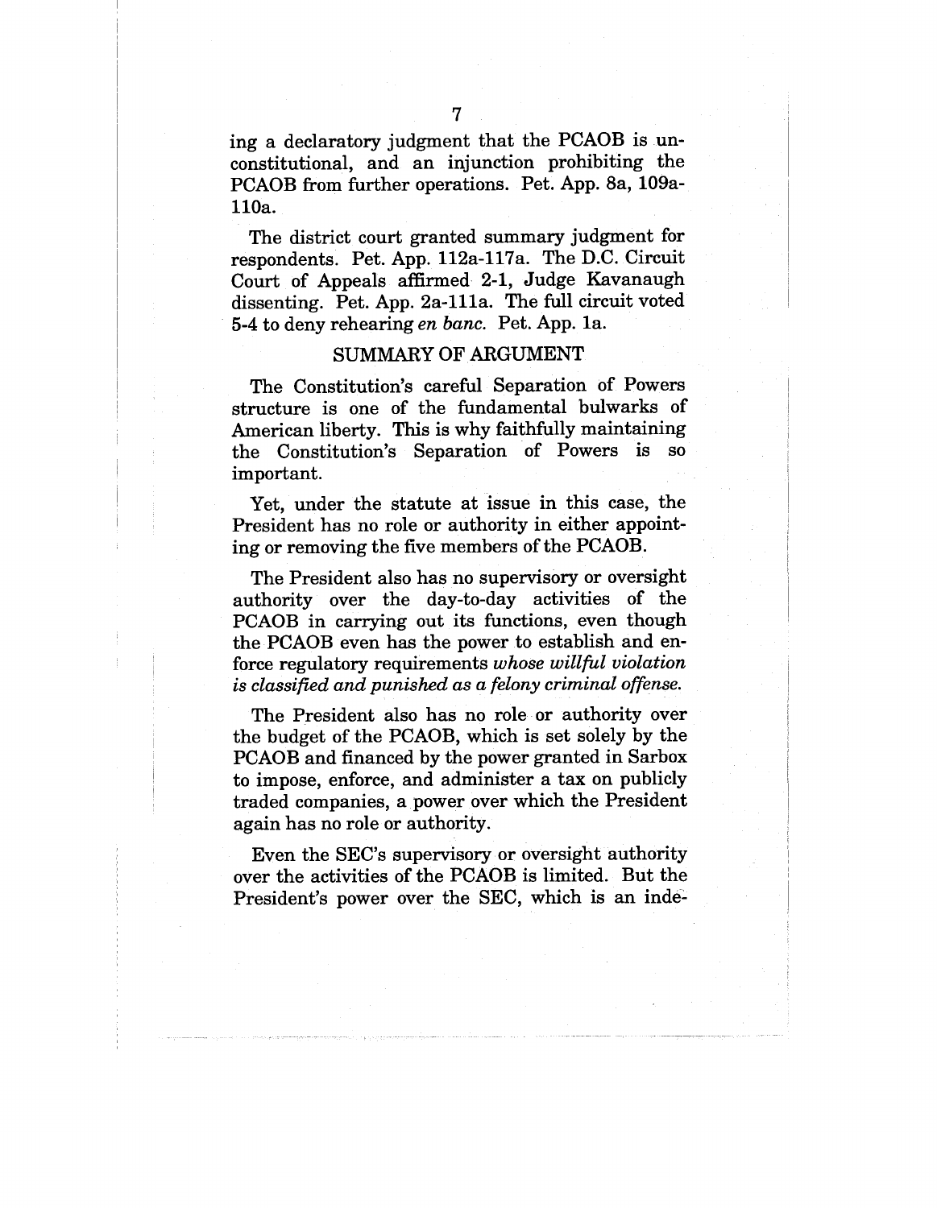ing a declaratory judgment that the PCAOB is unconstitutional, and an injunction prohibiting the PCAOB from further operations. Pet. App. 8a, 109a-110a.

The district court granted summary judgment for respondents. Pet. App. 112a-117a. The D.C. Circuit Court of Appeals affirmed 2-1, Judge Kavanaugh dissenting. Pet. App. 2a-111a. The full circuit voted 5-4 to deny rehearing *en banc*. Pet. App. 1a.

## SUMMARY OF ARGUMENT

The Constitution's careful Separation of Powers structure is one of the fundamental bulwarks of American liberty. This is why faithfully maintaining the Constitution's Separation of Powers is so important.

Yet, under the statute at issue in this case, the President has no role or authority in either appointing or removing the five members of the PCAOB.

The President also has no supervisory or oversight authority over the day-to-day activities of the PCAOB in carrying out its functions, even though the PCAOB even has the power to establish and enforce regulatory requirements *whose willful violation is classified and punished as a felony criminal offense.*

The President also has no role or authority over the budget of the PCAOB, which is set solely by the PCAOB and financed by the power granted in Sarbox to impose, enforce, and administer a tax on publicly traded companies, a power over which the President again has no role or authority.

Even the SEC's supervisory or oversight authority over the activities of the PCAOB is limited. But the President's power over the SEC, which is an inde-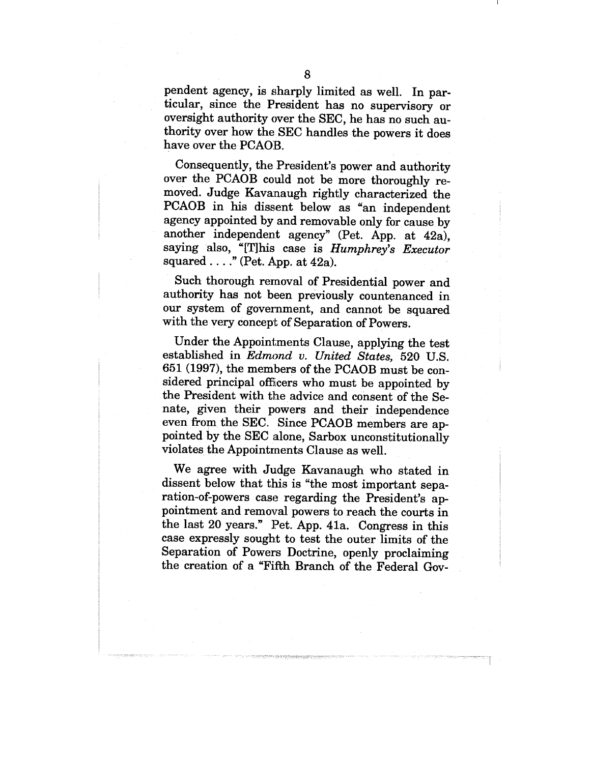pendent agency, is sharply limited as well. In particular, since the President has no supervisory or oversight authority over the SEC, he has no such authority over how the SEC handles the powers it does have over the PCAOB.

Consequently, the President's power and authority over the PCAOB could not be more thoroughly removed. Judge Kavanaugh rightly characterized the PCAOB in his dissent below as "an independent agency appointed by and removable only for cause by another independent agency" (Pet. App. at 42a), saying also, "[T]his case is *Humphrey's Executor* squared . . . ." (Pet. App. at 42a).

Such thorough removal of Presidential power and authority has not been previously countenanced in our system of government, and cannot be squared with the very concept of Separation of Powers.

Under the Appointments Clause, applying the test established in *Edmond v. United States,* 520 U.S. 651 (1997), the members of the PCAOB must be considered principal officers who must be appointed by the President with the advice and consent of the Senate, given their powers and their independence even from the SEC. Since PCAOB members are appointed by the SEC alone, Sarbox unconstitutionally violates the Appointments Clause as well.

We agree with Judge Kavanaugh who stated in dissent below that this is "the most important separation-of-powers case regarding the President's appointment and removal powers to reach the courts in the last 20 years." Pet. App. 41a. Congress in this case expressly sought to test the outer limits of the Separation of Powers Doctrine, openly proclaiming the creation of a "Fifth Branch of the Federal Gov-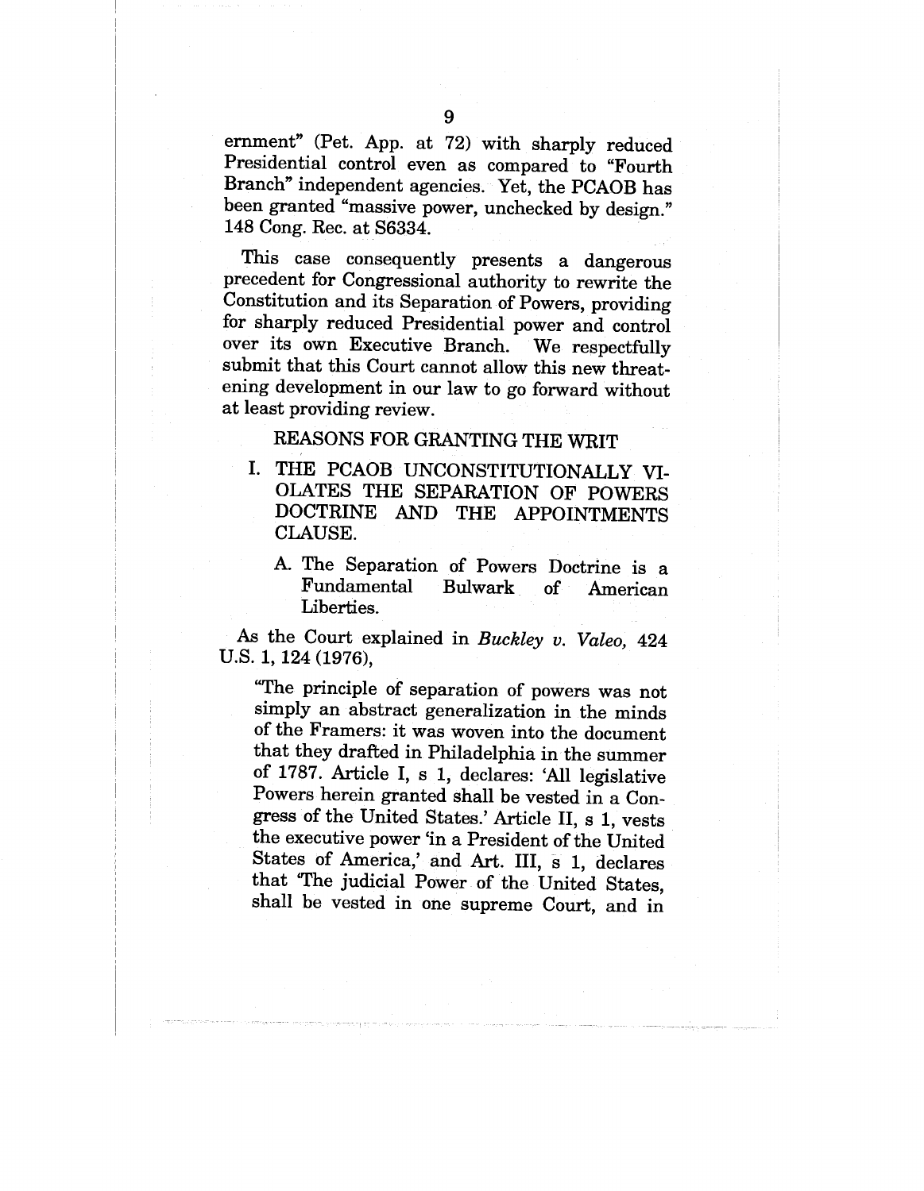ernment" (Pet. App. at 72) with sharply reduced Presidential control even as compared to "Fourth Branch" independent agencies. Yet, the PCAOB has been granted "massive power, unchecked by design." 148 Cong. Rec. at S6334.

This case consequently presents a dangerous precedent for Congressional authority to rewrite the Constitution and its Separation of Powers, providing for sharply reduced Presidential power and control over its own Executive Branch. We respectfully submit that this Court cannot allow this new threatening development in our law to go forward without at least providing review.

## REASONS FOR GRANTING THE WRIT

### I. THE PCAOB UNCONSTITUTIONALLY VIOLATES THE SEPARATION OF POWERS DOCTRINE AND THE APPOINTMENTS CLAUSE.

#### A. The Separation of Powers Doctrine is a Fundamental Bulwark of American Liberties.

As the Court explained in *Buckley v. Valeo,* 424 U.S. 1, 124 (1976),

> "The principle of separation of powers was not simply an abstract generalization in the minds of the Framers: it was woven into the document that they drafted in Philadelphia in the summer of 1787. Article I, s 1, declares: 'All legislative Powers herein granted shall be vested in a Congress of the United States.' Article II, s 1, vests the executive power 'in a President of the United States of America,' and Art. III, s 1, declares that 'The judicial Power of the United States, shall be vested in one supreme Court, and in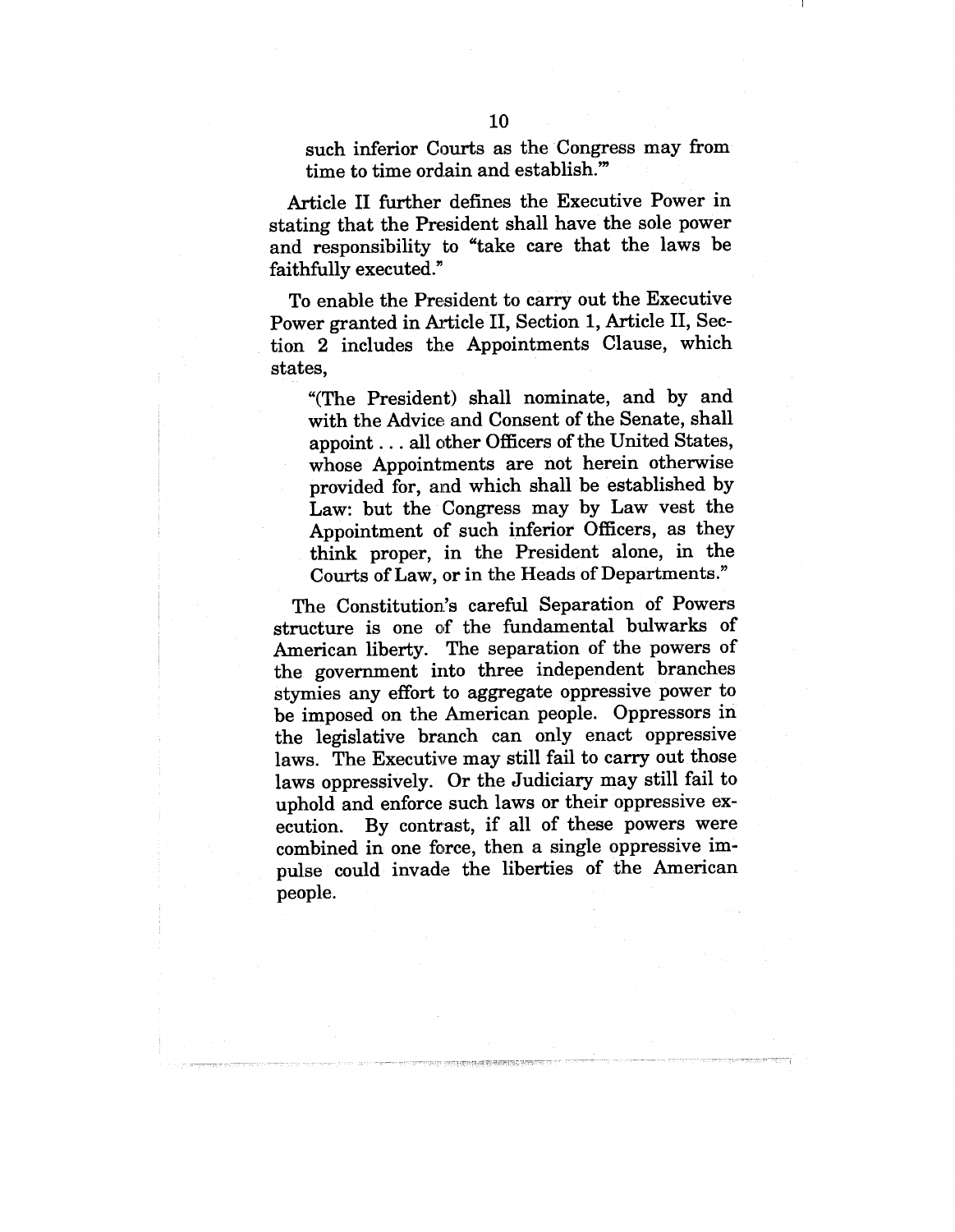> such inferior Courts as the Congress may from time to time ordain and establish.'"

Article II further defines the Executive Power in stating that the President shall have the sole power and responsibility to "take care that the laws be faithfully executed."

To enable the President to carry out the Executive Power granted in Article II, Section 1, Article II, Section 2 includes the Appointments Clause, which states,

> "(The President) shall nominate, and by and with the Advice and Consent of the Senate, shall appoint . . . all other Officers of the United States, whose Appointments are not herein otherwise provided for, and which shall be established by Law: but the Congress may by Law vest the Appointment of such inferior Officers, as they think proper, in the President alone, in the Courts of Law, or in the Heads of Departments."

The Constitution's careful Separation of Powers structure is one of the fundamental bulwarks of American liberty. The separation of the powers of the government into three independent branches stymies any effort to aggregate oppressive power to be imposed on the American people. Oppressors in the legislative branch can only enact oppressive laws. The Executive may still fail to carry out those laws oppressively. Or the Judiciary may still fail to uphold and enforce such laws or their oppressive execution. By contrast, if all of these powers were combined in one force, then a single oppressive impulse could invade the liberties of the American people.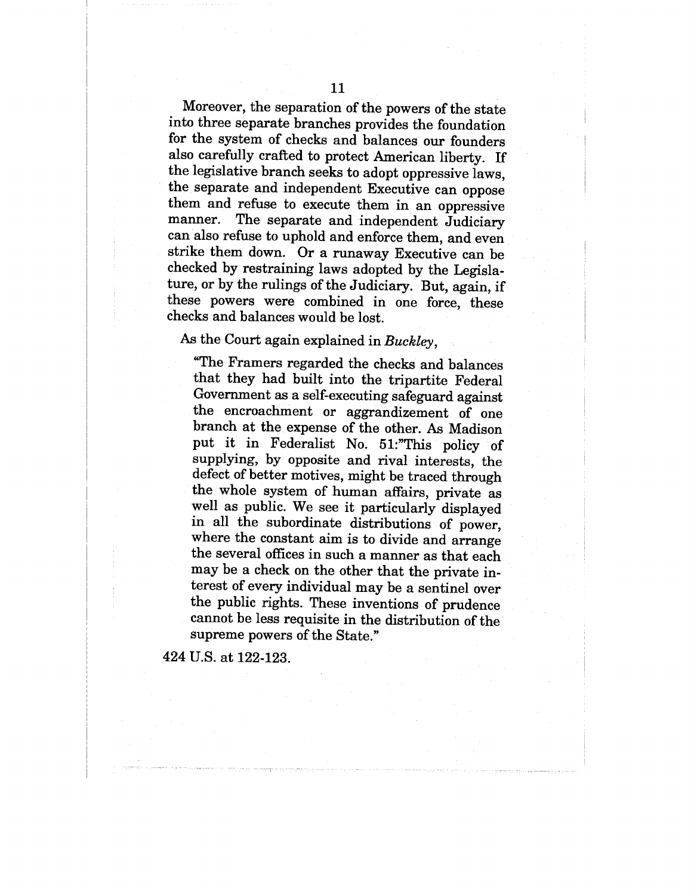Moreover, the separation of the powers of the state into three separate branches provides the foundation for the system of checks and balances our founders also carefully crafted to protect American liberty. If the legislative branch seeks to adopt oppressive laws, the separate and independent Executive can oppose them and refuse to execute them in an oppressive manner. The separate and independent Judiciary can also refuse to uphold and enforce them, and even strike them down. Or a runaway Executive can be checked by restraining laws adopted by the Legislature, or by the rulings of the Judiciary. But, again, if these powers were combined in one force, these checks and balances would be lost.

As the Court again explained in *Buckley*,

> "The Framers regarded the checks and balances that they had built into the tripartite Federal Government as a self-executing safeguard against the encroachment or aggrandizement of one branch at the expense of the other. As Madison put it in Federalist No. 51:"This policy of supplying, by opposite and rival interests, the defect of better motives, might be traced through the whole system of human affairs, private as well as public. We see it particularly displayed in all the subordinate distributions of power, where the constant aim is to divide and arrange the several offices in such a manner as that each may be a check on the other that the private interest of every individual may be a sentinel over the public rights. These inventions of prudence cannot be less requisite in the distribution of the supreme powers of the State."

424 U.S. at 122-123.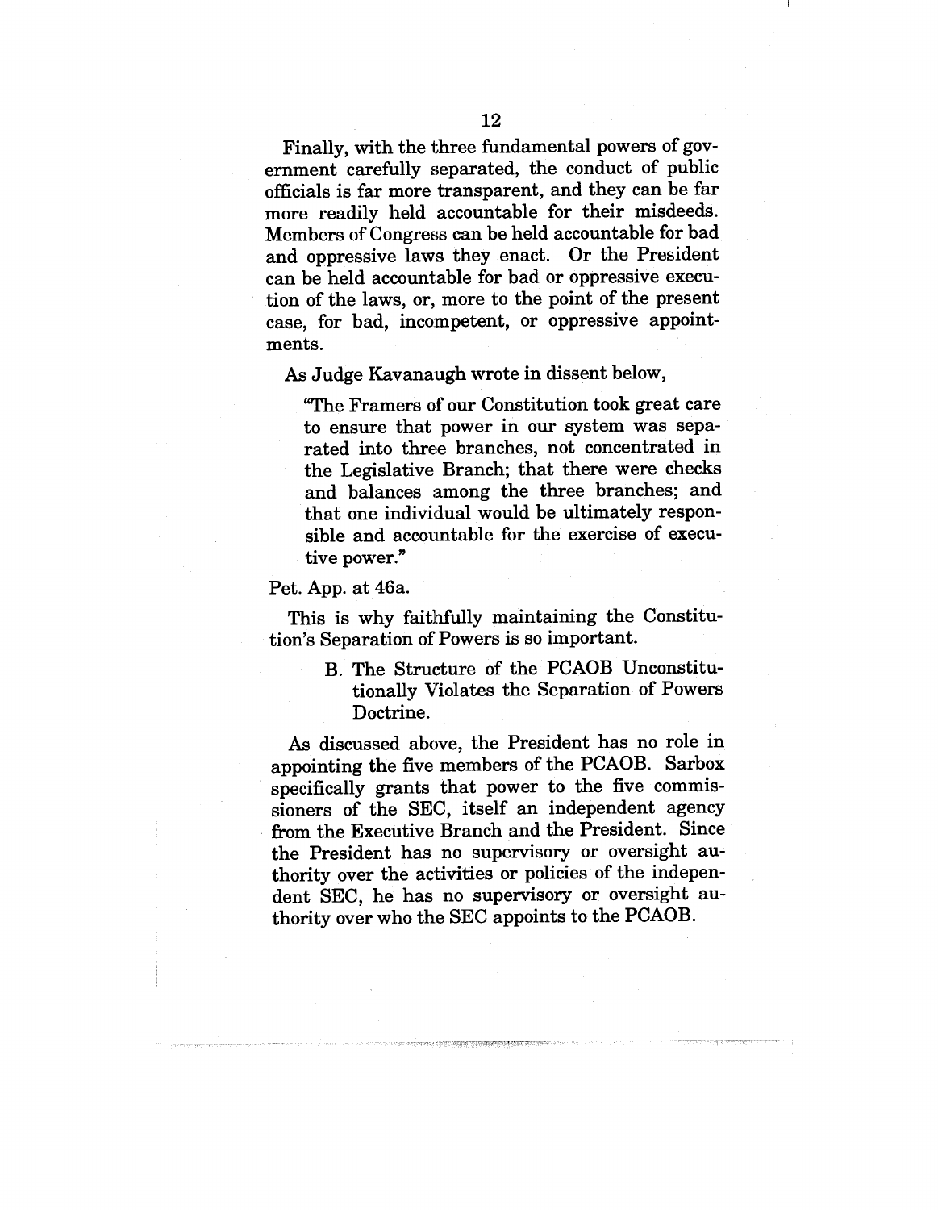Finally, with the three fundamental powers of government carefully separated, the conduct of public officials is far more transparent, and they can be far more readily held accountable for their misdeeds. Members of Congress can be held accountable for bad and oppressive laws they enact. Or the President can be held accountable for bad or oppressive execution of the laws, or, more to the point of the present case, for bad, incompetent, or oppressive appointments.

As Judge Kavanaugh wrote in dissent below,

> "The Framers of our Constitution took great care to ensure that power in our system was separated into three branches, not concentrated in the Legislative Branch; that there were checks and balances among the three branches; and that one individual would be ultimately responsible and accountable for the exercise of executive power."

Pet. App. at 46a.

This is why faithfully maintaining the Constitution's Separation of Powers is so important.

### B. The Structure of the PCAOB Unconstitutionally Violates the Separation of Powers Doctrine.

As discussed above, the President has no role in appointing the five members of the PCAOB. Sarbox specifically grants that power to the five commissioners of the SEC, itself an independent agency from the Executive Branch and the President. Since the President has no supervisory or oversight authority over the activities or policies of the independent SEC, he has no supervisory or oversight authority over who the SEC appoints to the PCAOB.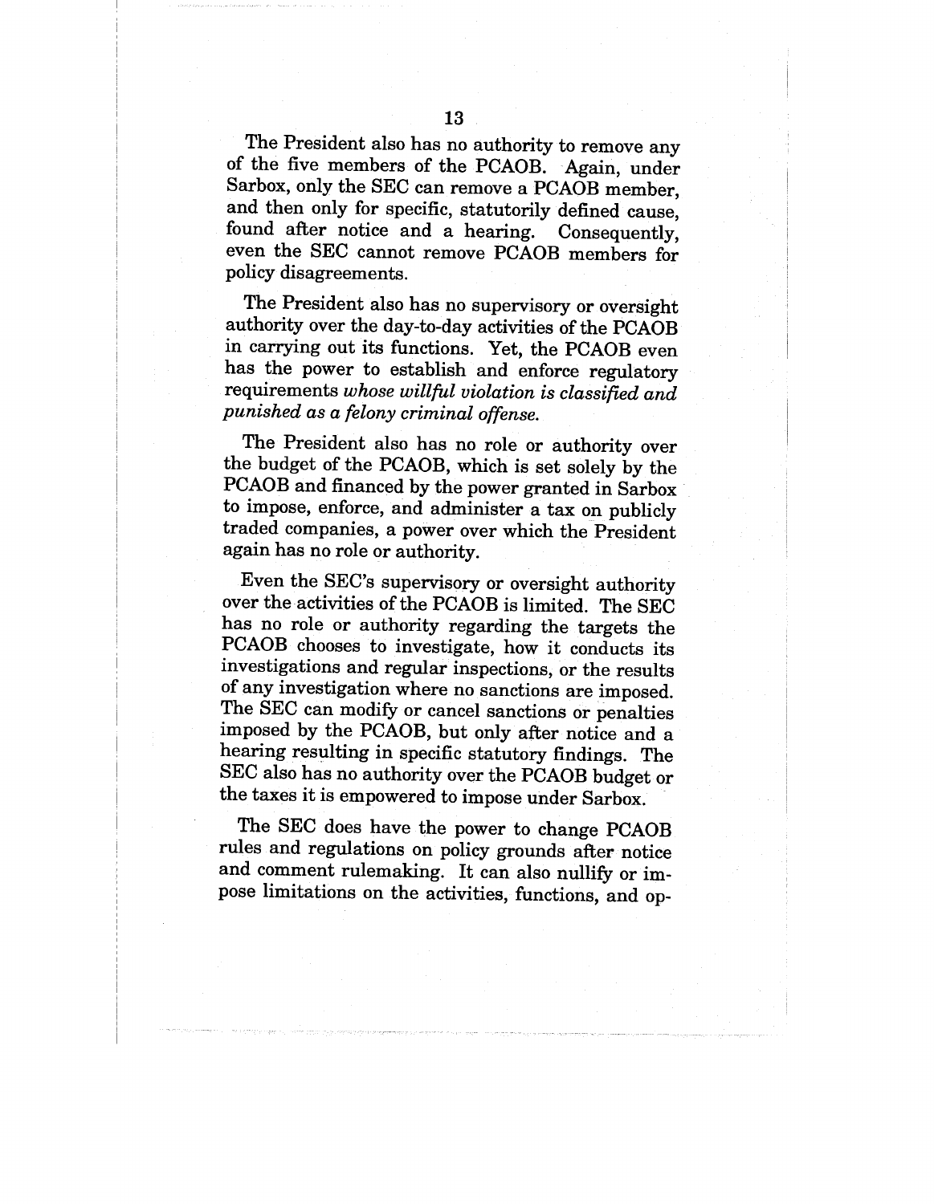The President also has no authority to remove any of the five members of the PCAOB. Again, under Sarbox, only the SEC can remove a PCAOB member, and then only for specific, statutorily defined cause, found after notice and a hearing. Consequently, even the SEC cannot remove PCAOB members for policy disagreements.

The President also has no supervisory or oversight authority over the day-to-day activities of the PCAOB in carrying out its functions. Yet, the PCAOB even has the power to establish and enforce regulatory requirements *whose willful violation is classified and punished as a felony criminal offense.*

The President also has no role or authority over the budget of the PCAOB, which is set solely by the PCAOB and financed by the power granted in Sarbox to impose, enforce, and administer a tax on publicly traded companies, a power over which the President again has no role or authority.

Even the SEC's supervisory or oversight authority over the activities of the PCAOB is limited. The SEC has no role or authority regarding the targets the PCAOB chooses to investigate, how it conducts its investigations and regular inspections, or the results of any investigation where no sanctions are imposed. The SEC can modify or cancel sanctions or penalties imposed by the PCAOB, but only after notice and a hearing resulting in specific statutory findings. The SEC also has no authority over the PCAOB budget or the taxes it is empowered to impose under Sarbox.

The SEC does have the power to change PCAOB rules and regulations on policy grounds after notice and comment rulemaking. It can also nullify or impose limitations on the activities, functions, and op-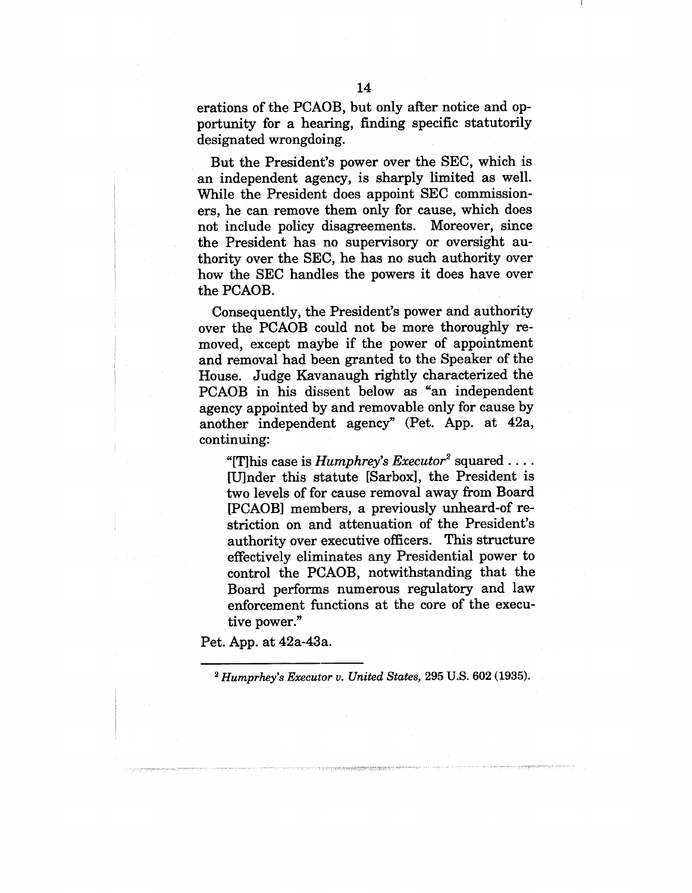erations of the PCAOB, but only after notice and opportunity for a hearing, finding specific statutorily designated wrongdoing.

But the President's power over the SEC, which is an independent agency, is sharply limited as well. While the President does appoint SEC commissioners, he can remove them only for cause, which does not include policy disagreements. Moreover, since the President has no supervisory or oversight authority over the SEC, he has no such authority over how the SEC handles the powers it does have over the PCAOB.

Consequently, the President's power and authority over the PCAOB could not be more thoroughly removed, except maybe if the power of appointment and removal had been granted to the Speaker of the House. Judge Kavanaugh rightly characterized the PCAOB in his dissent below as "an independent agency appointed by and removable only for cause by another independent agency" (Pet. App. at 42a, continuing:

> "[T]his case is *Humphrey's Executor*[2] squared . . . . [U]nder this statute [Sarbox], the President is two levels of for cause removal away from Board [PCAOB] members, a previously unheard-of restriction on and attenuation of the President's authority over executive officers. This structure effectively eliminates any Presidential power to control the PCAOB, notwithstanding that the Board performs numerous regulatory and law enforcement functions at the core of the executive power."

Pet. App. at 42a-43a.

---

[2] *Humprhey's Executor v. United States,* 295 U.S. 602 (1935).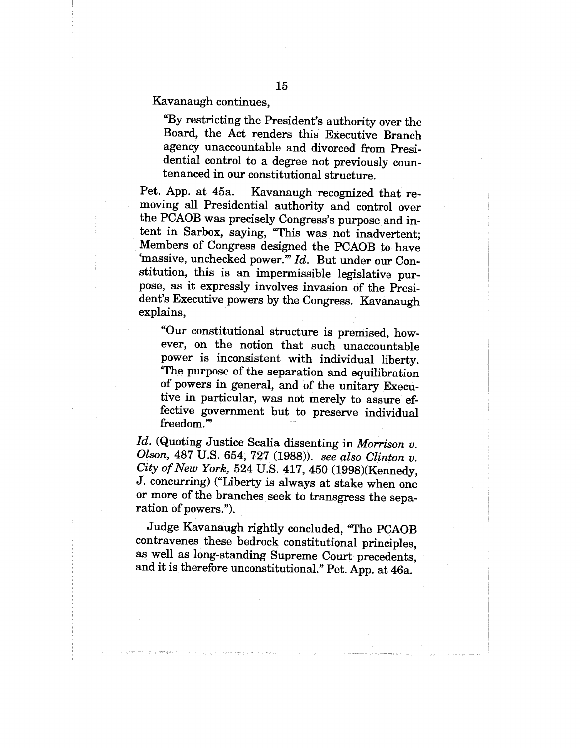Kavanaugh continues,

> "By restricting the President's authority over the Board, the Act renders this Executive Branch agency unaccountable and divorced from Presidential control to a degree not previously countenanced in our constitutional structure.

Pet. App. at 45a. Kavanaugh recognized that removing all Presidential authority and control over the PCAOB was precisely Congress's purpose and intent in Sarbox, saying, "This was not inadvertent; Members of Congress designed the PCAOB to have 'massive, unchecked power.'" *Id.* But under our Constitution, this is an impermissible legislative purpose, as it expressly involves invasion of the President's Executive powers by the Congress. Kavanaugh explains,

> "Our constitutional structure is premised, however, on the notion that such unaccountable power is inconsistent with individual liberty. 'The purpose of the separation and equilibration of powers in general, and of the unitary Executive in particular, was not merely to assure effective government but to preserve individual freedom.'"

*Id.* (Quoting Justice Scalia dissenting in *Morrison v. Olson,* 487 U.S. 654, 727 (1988)). *see also Clinton v. City of New York,* 524 U.S. 417, 450 (1998)(Kennedy, J. concurring) ("Liberty is always at stake when one or more of the branches seek to transgress the separation of powers.").

Judge Kavanaugh rightly concluded, "The PCAOB contravenes these bedrock constitutional principles, as well as long-standing Supreme Court precedents, and it is therefore unconstitutional." Pet. App. at 46a.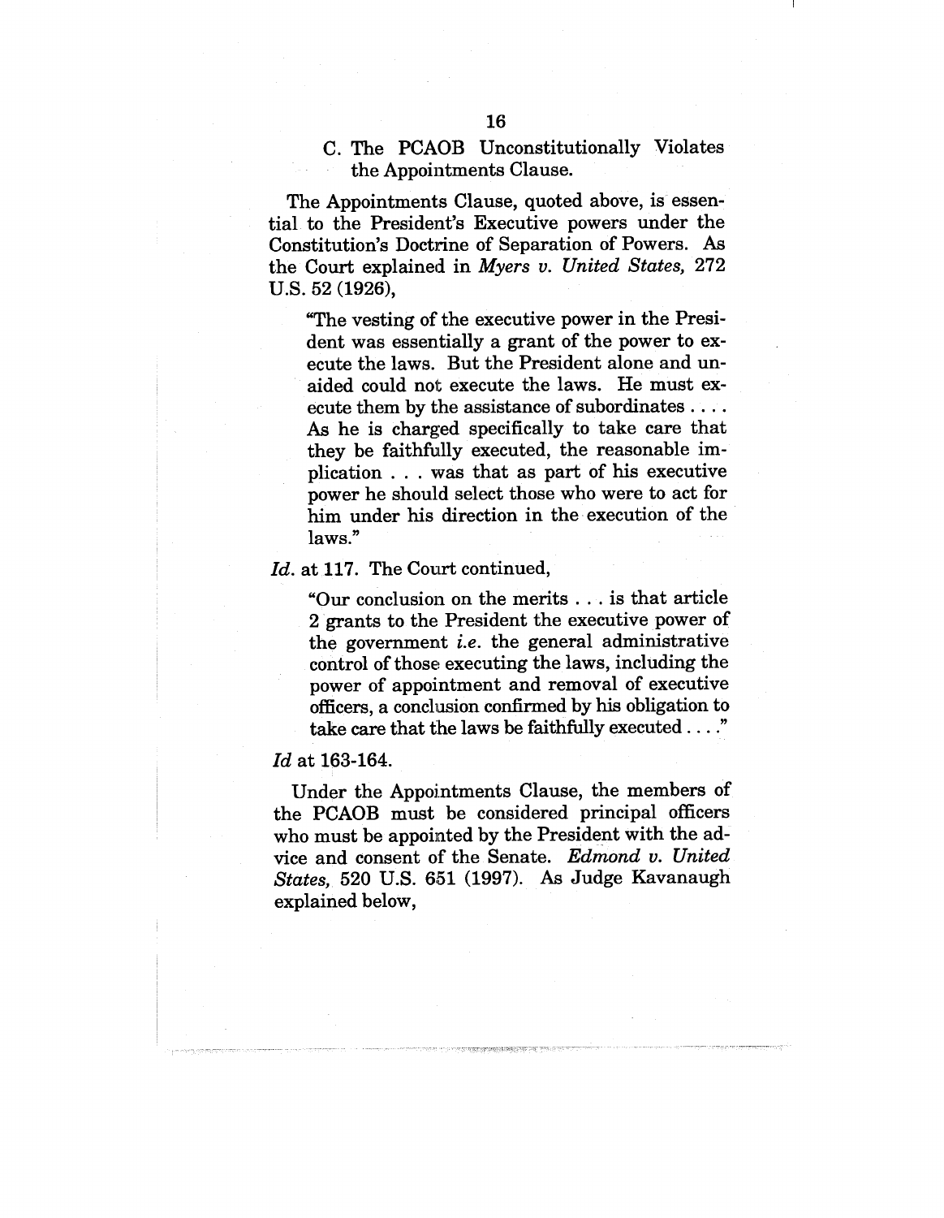### C. The PCAOB Unconstitutionally Violates the Appointments Clause.

The Appointments Clause, quoted above, is essential to the President's Executive powers under the Constitution's Doctrine of Separation of Powers. As the Court explained in *Myers v. United States,* 272 U.S. 52 (1926),

> "The vesting of the executive power in the President was essentially a grant of the power to execute the laws. But the President alone and unaided could not execute the laws. He must execute them by the assistance of subordinates . . . . As he is charged specifically to take care that they be faithfully executed, the reasonable implication . . . was that as part of his executive power he should select those who were to act for him under his direction in the execution of the laws."

*Id.* at 117. The Court continued,

> "Our conclusion on the merits . . . is that article 2 grants to the President the executive power of the government *i.e.* the general administrative control of those executing the laws, including the power of appointment and removal of executive officers, a conclusion confirmed by his obligation to take care that the laws be faithfully executed . . . ."

*Id* at 163-164.

Under the Appointments Clause, the members of the PCAOB must be considered principal officers who must be appointed by the President with the advice and consent of the Senate. *Edmond v. United States,* 520 U.S. 651 (1997). As Judge Kavanaugh explained below,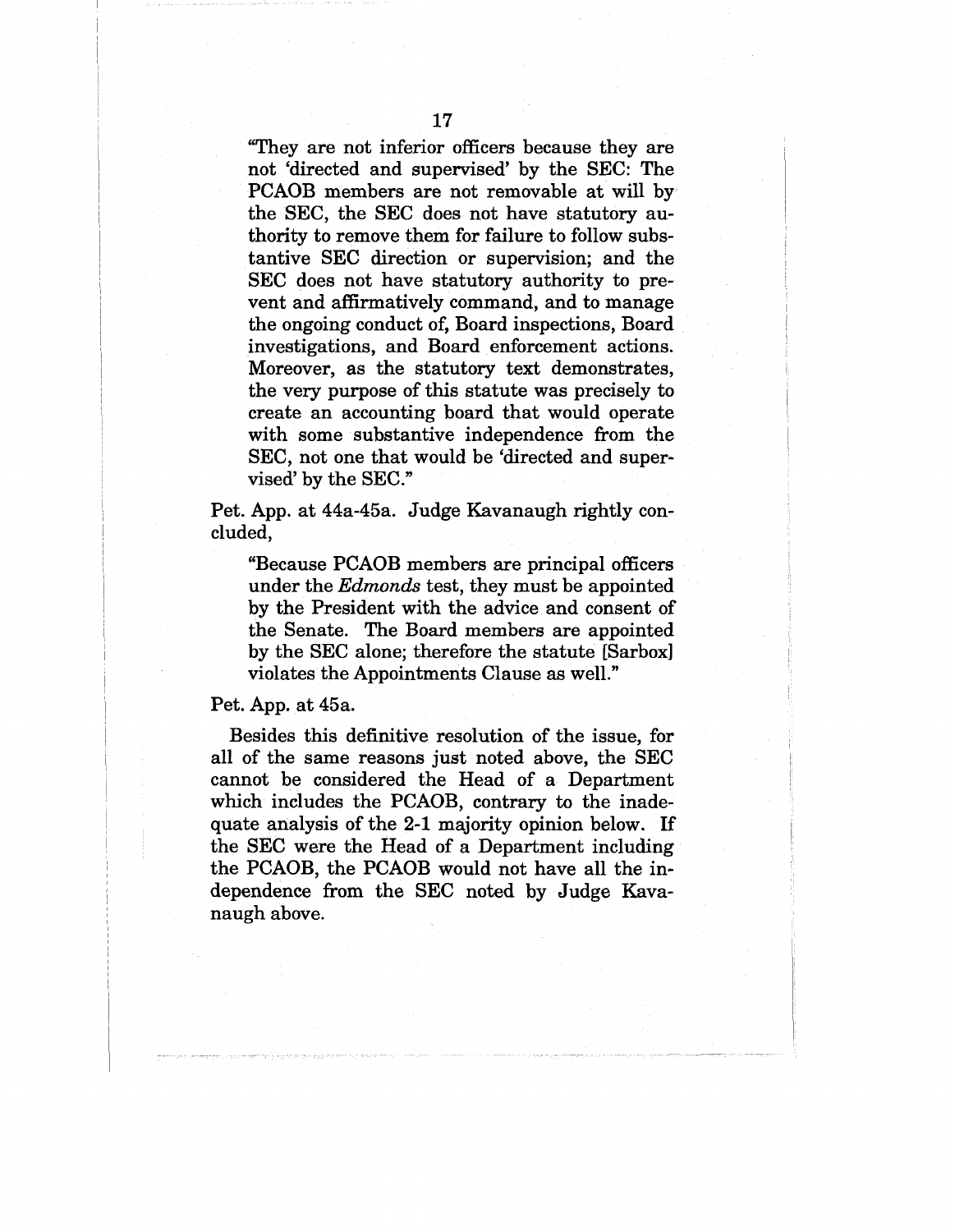> "They are not inferior officers because they are not 'directed and supervised' by the SEC: The PCAOB members are not removable at will by the SEC, the SEC does not have statutory authority to remove them for failure to follow substantive SEC direction or supervision; and the SEC does not have statutory authority to prevent and affirmatively command, and to manage the ongoing conduct of, Board inspections, Board investigations, and Board enforcement actions. Moreover, as the statutory text demonstrates, the very purpose of this statute was precisely to create an accounting board that would operate with some substantive independence from the SEC, not one that would be 'directed and supervised' by the SEC."

Pet. App. at 44a-45a. Judge Kavanaugh rightly concluded,

> "Because PCAOB members are principal officers under the *Edmonds* test, they must be appointed by the President with the advice and consent of the Senate. The Board members are appointed by the SEC alone; therefore the statute [Sarbox] violates the Appointments Clause as well."

Pet. App. at 45a.

Besides this definitive resolution of the issue, for all of the same reasons just noted above, the SEC cannot be considered the Head of a Department which includes the PCAOB, contrary to the inadequate analysis of the 2-1 majority opinion below. If the SEC were the Head of a Department including the PCAOB, the PCAOB would not have all the independence from the SEC noted by Judge Kavanaugh above.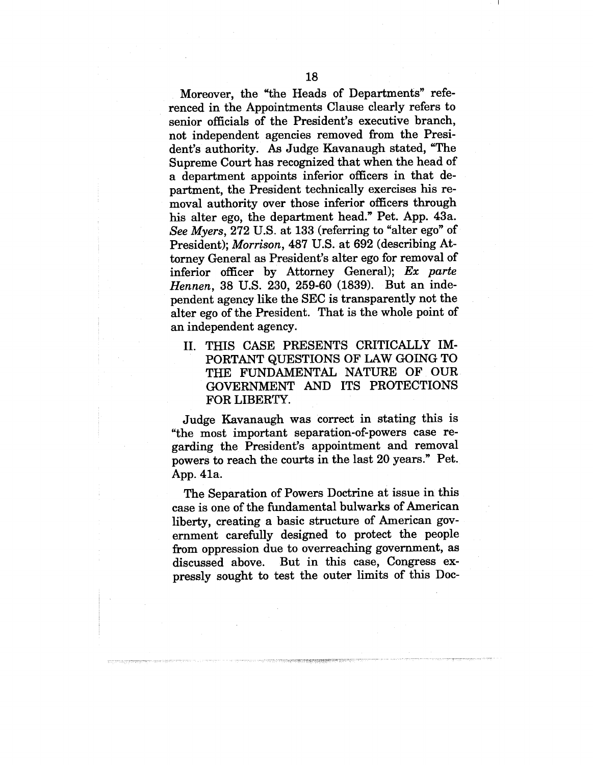Moreover, the "the Heads of Departments" referenced in the Appointments Clause clearly refers to senior officials of the President's executive branch, not independent agencies removed from the President's authority. As Judge Kavanaugh stated, "The Supreme Court has recognized that when the head of a department appoints inferior officers in that department, the President technically exercises his removal authority over those inferior officers through his alter ego, the department head." Pet. App. 43a. *See Myers*, 272 U.S. at 133 (referring to "alter ego" of President); *Morrison*, 487 U.S. at 692 (describing Attorney General as President's alter ego for removal of inferior officer by Attorney General); *Ex parte Hennen*, 38 U.S. 230, 259-60 (1839). But an independent agency like the SEC is transparently not the alter ego of the President. That is the whole point of an independent agency.

## II. THIS CASE PRESENTS CRITICALLY IMPORTANT QUESTIONS OF LAW GOING TO THE FUNDAMENTAL NATURE OF OUR GOVERNMENT AND ITS PROTECTIONS FOR LIBERTY.

Judge Kavanaugh was correct in stating this is "the most important separation-of-powers case regarding the President's appointment and removal powers to reach the courts in the last 20 years." Pet. App. 41a.

The Separation of Powers Doctrine at issue in this case is one of the fundamental bulwarks of American liberty, creating a basic structure of American government carefully designed to protect the people from oppression due to overreaching government, as discussed above. But in this case, Congress expressly sought to test the outer limits of this Doc-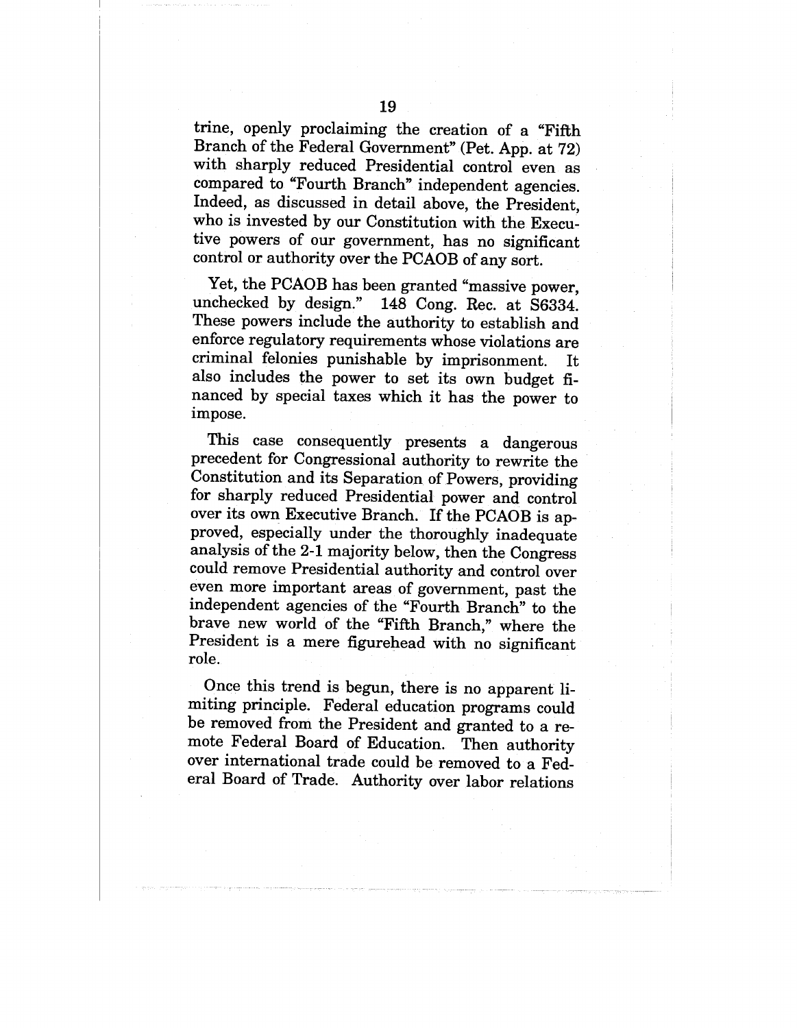trine, openly proclaiming the creation of a "Fifth Branch of the Federal Government" (Pet. App. at 72) with sharply reduced Presidential control even as compared to "Fourth Branch" independent agencies. Indeed, as discussed in detail above, the President, who is invested by our Constitution with the Executive powers of our government, has no significant control or authority over the PCAOB of any sort.

Yet, the PCAOB has been granted "massive power, unchecked by design." 148 Cong. Rec. at S6334. These powers include the authority to establish and enforce regulatory requirements whose violations are criminal felonies punishable by imprisonment. It also includes the power to set its own budget financed by special taxes which it has the power to impose.

This case consequently presents a dangerous precedent for Congressional authority to rewrite the Constitution and its Separation of Powers, providing for sharply reduced Presidential power and control over its own Executive Branch. If the PCAOB is approved, especially under the thoroughly inadequate analysis of the 2-1 majority below, then the Congress could remove Presidential authority and control over even more important areas of government, past the independent agencies of the "Fourth Branch" to the brave new world of the "Fifth Branch," where the President is a mere figurehead with no significant role.

Once this trend is begun, there is no apparent limiting principle. Federal education programs could be removed from the President and granted to a remote Federal Board of Education. Then authority over international trade could be removed to a Federal Board of Trade. Authority over labor relations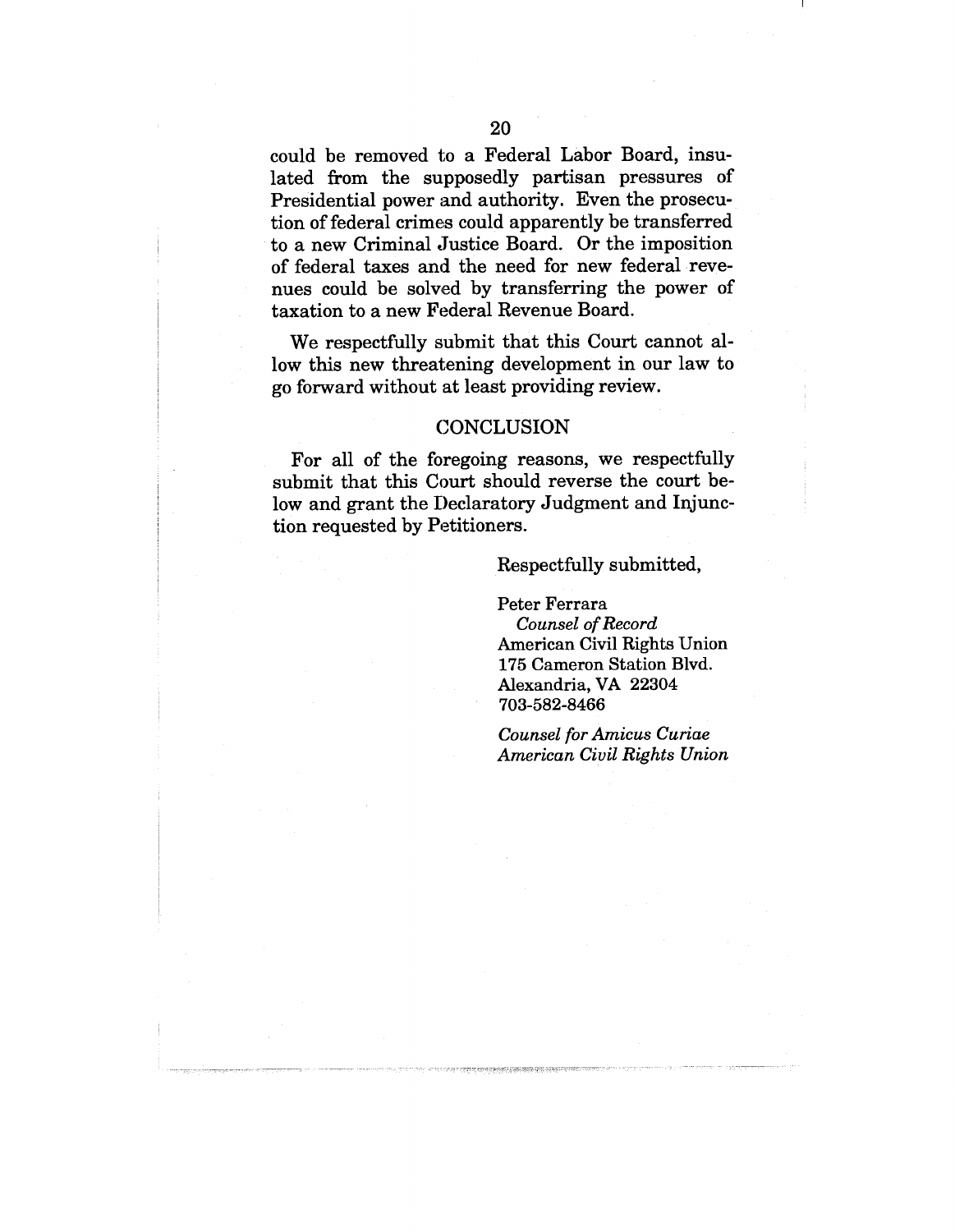could be removed to a Federal Labor Board, insulated from the supposedly partisan pressures of Presidential power and authority. Even the prosecution of federal crimes could apparently be transferred to a new Criminal Justice Board. Or the imposition of federal taxes and the need for new federal revenues could be solved by transferring the power of taxation to a new Federal Revenue Board.

We respectfully submit that this Court cannot allow this new threatening development in our law to go forward without at least providing review.

## CONCLUSION

For all of the foregoing reasons, we respectfully submit that this Court should reverse the court below and grant the Declaratory Judgment and Injunction requested by Petitioners.

Respectfully submitted,

Peter Ferrara
*Counsel of Record*
American Civil Rights Union
175 Cameron Station Blvd.
Alexandria, VA 22304
703-582-8466

*Counsel for Amicus Curiae*
*American Civil Rights Union*